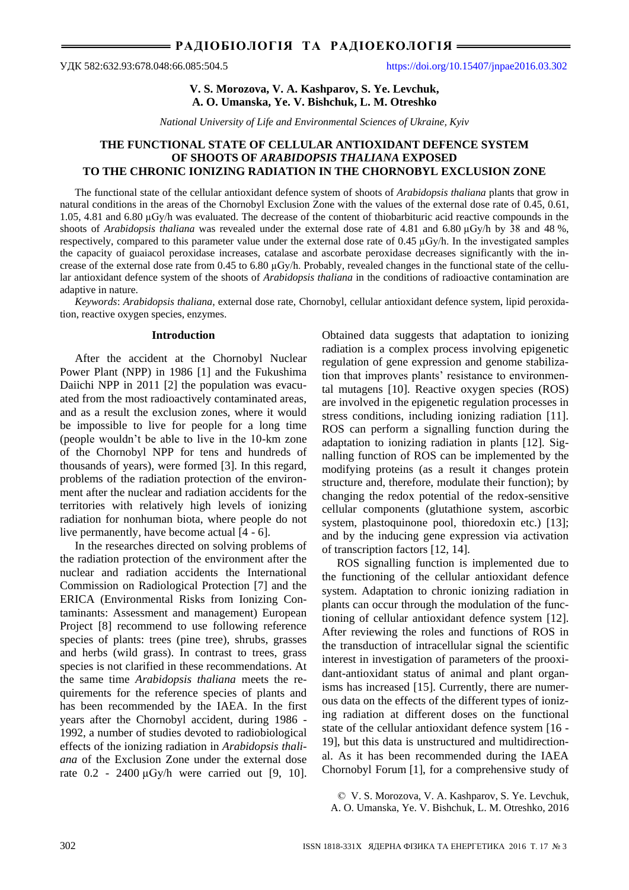УДК 582:632.93:678.048:66.085:504.5 https://doi.org/10.15407/jnpae2016.03.302

**V. S. Morozova, V. A. Kashparov, S. Ye. Levchuk, A. O. Umanska, Ye. V. Bishchuk, L. M. Otreshko**

*National University of Life and Environmental Sciences of Ukraine, Kyiv*

# THE FUNCTIONAL STATE OF CELLULAR ANTIOXIDANT DEFENCE SYSTEM OF SHOOTS OF *ARABIDOPSIS THALIANA* EXPOSED TO THE CHRONIC IONIZING RADIATION IN THE CHORNOBYL EXCLUSION ZONE

The functional state of the cellular antioxidant defence system of shoots of *Arabidopsis thaliana* plants that grow in natural conditions in the areas of the Chornobyl Exclusion Zone with the values of the external dose rate of 0.45, 0.61, 1.05, 4.81 and 6.80 μGy/h was evaluated. The decrease of the content of thiobarbituric acid reactive compounds in the shoots of *Arabidopsis thaliana* was revealed under the external dose rate of 4.81 and 6.80 μGy/h by 38 and 48 %, respectively, compared to this parameter value under the external dose rate of 0.45 μGy/h. In the investigated samples the capacity of guaiacol peroxidase increases, catalase and ascorbate peroxidase decreases significantly with the increase of the external dose rate from 0.45 to 6.80 μGy/h. Probably, revealed changes in the functional state of the cellular antioxidant defence system of the shoots of *Arabidopsis thaliana* in the conditions of radioactive contamination are adaptive in nature.

*Keywords*: *Arabidopsis thaliana*, external dose rate, Chornobyl, cellular antioxidant defence system, lipid peroxidation, reactive oxygen species, enzymes.

## Introduction

After the accident at the Chornobyl Nuclear Power Plant (NPP) in 1986 [1] and the Fukushima Daiichi NPP in 2011 [2] the population was evacuated from the most radioactively contaminated areas, and as a result the exclusion zones, where it would be impossible to live for people for a long time (people wouldn't be able to live in the 10-km zone of the Chornobyl NPP for tens and hundreds of thousands of years), were formed [3]. In this regard, problems of the radiation protection of the environment after the nuclear and radiation accidents for the territories with relatively high levels of ionizing radiation for nonhuman biota, where people do not live permanently, have become actual [4 - 6].

In the researches directed on solving problems of the radiation protection of the environment after the nuclear and radiation accidents the International Commission on Radiological Protection [7] and the ERICA (Environmental Risks from Ionizing Contaminants: Assessment and management) European Project [8] recommend to use following reference species of plants: trees (pine tree), shrubs, grasses and herbs (wild grass). In contrast to trees, grass species is not clarified in these recommendations. At the same time *Arabidopsis thaliana* meets the requirements for the reference species of plants and has been recommended by the IAEA. In the first years after the Chornobyl accident, during 1986 - 1992, a number of studies devoted to radiobiological effects of the ionizing radiation in *Arabidopsis thaliana* of the Exclusion Zone under the external dose rate 0.2 - 2400 μGy/h were carried out [9, 10]. Obtained data suggests that adaptation to ionizing radiation is a complex process involving epigenetic regulation of gene expression and genome stabilization that improves plants' resistance to environmental mutagens [10]. Reactive oxygen species (ROS) are involved in the epigenetic regulation processes in stress conditions, including ionizing radiation [11]. ROS can perform a signalling function during the adaptation to ionizing radiation in plants [12]. Signalling function of ROS can be implemented by the modifying proteins (as a result it changes protein structure and, therefore, modulate their function); by changing the redox potential of the redox-sensitive cellular components (glutathione system, ascorbic system, plastoquinone pool, thioredoxin etc.) [13]; and by the inducing gene expression via activation of transcription factors [12, 14].

ROS signalling function is implemented due to the functioning of the cellular antioxidant defence system. Adaptation to chronic ionizing radiation in plants can occur through the modulation of the functioning of cellular antioxidant defence system [12]. After reviewing the roles and functions of ROS in the transduction of intracellular signal the scientific interest in investigation of parameters of the prooxidant-antioxidant status of animal and plant organisms has increased [15]. Currently, there are numerous data on the effects of the different types of ionizing radiation at different doses on the functional state of the cellular antioxidant defence system [16 - 19], but this data is unstructured and multidirectional. As it has been recommended during the IAEA Chornobyl Forum [1], for a comprehensive study of

© V. S. Morozova, V. A. Kashparov, S. Ye. Levchuk, A. O. Umanska, Ye. V. Bishchuk, L. M. Otreshko, 2016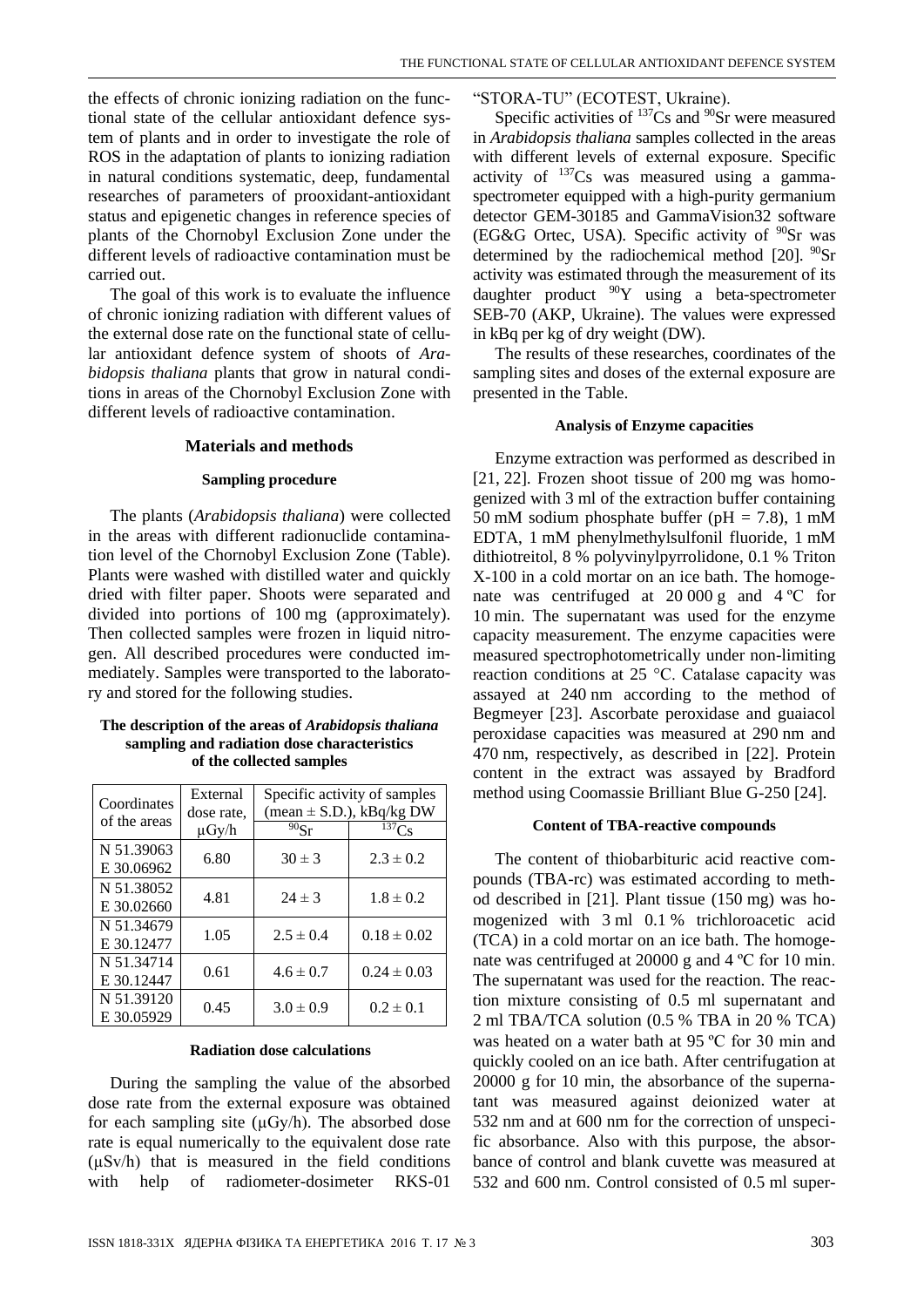the effects of chronic ionizing radiation on the functional state of the cellular antioxidant defence system of plants and in order to investigate the role of ROS in the adaptation of plants to ionizing radiation in natural conditions systematic, deep, fundamental researches of parameters of prooxidant-antioxidant status and epigenetic changes in reference species of plants of the Chornobyl Exclusion Zone under the different levels of radioactive contamination must be carried out.

The goal of this work is to evaluate the influence of chronic ionizing radiation with different values of the external dose rate on the functional state of cellular antioxidant defence system of shoots of *Arabidopsis thaliana* plants that grow in natural conditions in areas of the Chornobyl Exclusion Zone with different levels of radioactive contamination.

## Materials and methods

### Sampling procedure

The plants (*Arabidopsis thaliana*) were collected in the areas with different radionuclide contamination level of the Chornobyl Exclusion Zone (Table). Plants were washed with distilled water and quickly dried with filter paper. Shoots were separated and divided into portions of 100 mg (approximately). Then collected samples were frozen in liquid nitrogen. All described procedures were conducted immediately. Samples were transported to the laboratory and stored for the following studies.

**The description of the areas of *Arabidopsis thaliana* sampling and radiation dose characteristics of the collected samples**

| Coordinates of the areas | External dose rate, μGy/h | Specific activity of samples (mean ± S.D.), kBq/kg DW | |
|---|---|---|---|
| | | $^{90}$Sr | $^{137}$Cs |
| N 51.39063 E 30.06962 | 6.80 | 30 ± 3 | 2.3 ± 0.2 |
| N 51.38052 E 30.02660 | 4.81 | 24 ± 3 | 1.8 ± 0.2 |
| N 51.34679 E 30.12477 | 1.05 | 2.5 ± 0.4 | 0.18 ± 0.02 |
| N 51.34714 E 30.12447 | 0.61 | 4.6 ± 0.7 | 0.24 ± 0.03 |
| N 51.39120 E 30.05929 | 0.45 | 3.0 ± 0.9 | 0.2 ± 0.1 |

### Radiation dose calculations

During the sampling the value of the absorbed dose rate from the external exposure was obtained for each sampling site (μGy/h). The absorbed dose rate is equal numerically to the equivalent dose rate (μSv/h) that is measured in the field conditions with help of radiometer-dosimeter RKS-01 "STORA-TU" (ECOTEST, Ukraine).

Specific activities of $^{137}$Cs and $^{90}$Sr were measured in *Arabidopsis thaliana* samples collected in the areas with different levels of external exposure. Specific activity of $^{137}$Cs was measured using a gamma-spectrometer equipped with a high-purity germanium detector GEM-30185 and GammaVision32 software (EG&G Ortec, USA). Specific activity of $^{90}$Sr was determined by the radiochemical method [20]. $^{90}$Sr activity was estimated through the measurement of its daughter product $^{90}$Y using a beta-spectrometer SEB-70 (AKP, Ukraine). The values were expressed in kBq per kg of dry weight (DW).

The results of these researches, coordinates of the sampling sites and doses of the external exposure are presented in the Table.

### Analysis of Enzyme capacities

Enzyme extraction was performed as described in [21, 22]. Frozen shoot tissue of 200 mg was homogenized with 3 ml of the extraction buffer containing 50 mM sodium phosphate buffer (pH = 7.8), 1 mM EDTA, 1 mM phenylmethylsulfonil fluoride, 1 mM dithiotreitol, 8 % polyvinylpyrrolidone, 0.1 % Triton X-100 in a cold mortar on an ice bath. The homogenate was centrifuged at 20 000 g and 4 ºC for 10 min. The supernatant was used for the enzyme capacity measurement. The enzyme capacities were measured spectrophotometrically under non-limiting reaction conditions at 25 °C. Catalase capacity was assayed at 240 nm according to the method of Begmeyer [23]. Ascorbate peroxidase and guaiacol peroxidase capacities was measured at 290 nm and 470 nm, respectively, as described in [22]. Protein content in the extract was assayed by Bradford method using Coomassie Brilliant Blue G-250 [24].

### Content of TBA-reactive compounds

The content of thiobarbituric acid reactive compounds (TBA-rc) was estimated according to method described in [21]. Plant tissue (150 mg) was homogenized with 3 ml 0.1 % trichloroacetic acid (TCA) in a cold mortar on an ice bath. The homogenate was centrifuged at 20000 g and 4 ºC for 10 min. The supernatant was used for the reaction. The reaction mixture consisting of 0.5 ml supernatant and 2 ml TBA/TCA solution (0.5 % TBA in 20 % TCA) was heated on a water bath at 95 ºC for 30 min and quickly cooled on an ice bath. After centrifugation at 20000 g for 10 min, the absorbance of the supernatant was measured against deionized water at 532 nm and at 600 nm for the correction of unspecific absorbance. Also with this purpose, the absorbance of control and blank cuvette was measured at 532 and 600 nm. Control consisted of 0.5 ml super-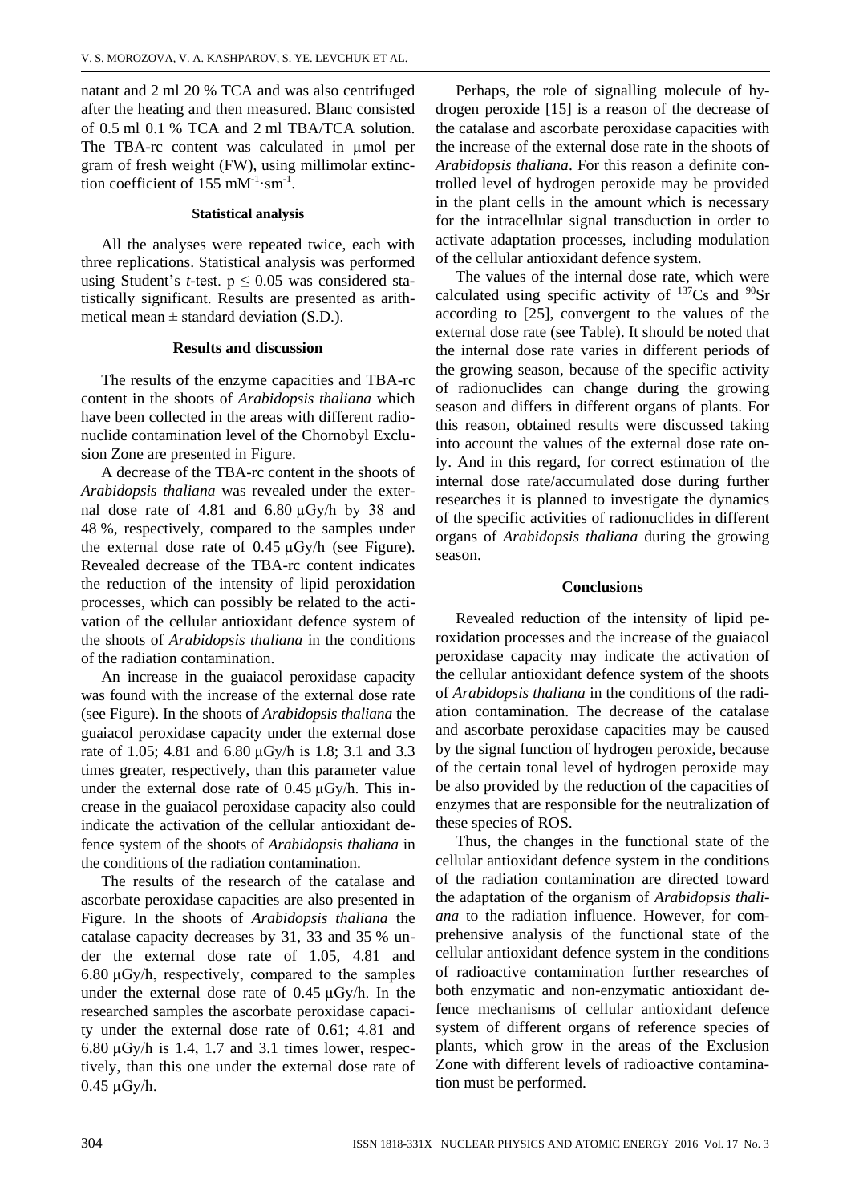natant and 2 ml 20 % TCA and was also centrifuged after the heating and then measured. Blanc consisted of 0.5 ml 0.1 % TCA and 2 ml TBA/TCA solution. The TBA-rc content was calculated in μmol per gram of fresh weight (FW), using millimolar extinction coefficient of 155 $mM^{-1} \cdot sm^{-1}$.

### Statistical analysis

All the analyses were repeated twice, each with three replications. Statistical analysis was performed using Student's *t*-test. $p \leq 0.05$ was considered statistically significant. Results are presented as arithmetical mean ± standard deviation (S.D.).

## Results and discussion

The results of the enzyme capacities and TBA-rc content in the shoots of *Arabidopsis thaliana* which have been collected in the areas with different radionuclide contamination level of the Chornobyl Exclusion Zone are presented in Figure.

A decrease of the TBA-rc content in the shoots of *Arabidopsis thaliana* was revealed under the external dose rate of 4.81 and 6.80 μGy/h by 38 and 48 %, respectively, compared to the samples under the external dose rate of 0.45 μGy/h (see Figure). Revealed decrease of the TBA-rc content indicates the reduction of the intensity of lipid peroxidation processes, which can possibly be related to the activation of the cellular antioxidant defence system of the shoots of *Arabidopsis thaliana* in the conditions of the radiation contamination.

An increase in the guaiacol peroxidase capacity was found with the increase of the external dose rate (see Figure). In the shoots of *Arabidopsis thaliana* the guaiacol peroxidase capacity under the external dose rate of 1.05; 4.81 and 6.80 μGy/h is 1.8; 3.1 and 3.3 times greater, respectively, than this parameter value under the external dose rate of 0.45 μGy/h. This increase in the guaiacol peroxidase capacity also could indicate the activation of the cellular antioxidant defence system of the shoots of *Arabidopsis thaliana* in the conditions of the radiation contamination.

The results of the research of the catalase and ascorbate peroxidase capacities are also presented in Figure. In the shoots of *Arabidopsis thaliana* the catalase capacity decreases by 31, 33 and 35 % under the external dose rate of 1.05, 4.81 and 6.80 μGy/h, respectively, compared to the samples under the external dose rate of 0.45 μGy/h. In the researched samples the ascorbate peroxidase capacity under the external dose rate of 0.61; 4.81 and 6.80 μGy/h is 1.4, 1.7 and 3.1 times lower, respectively, than this one under the external dose rate of 0.45 μGy/h.

Perhaps, the role of signalling molecule of hydrogen peroxide [15] is a reason of the decrease of the catalase and ascorbate peroxidase capacities with the increase of the external dose rate in the shoots of *Arabidopsis thaliana*. For this reason a definite controlled level of hydrogen peroxide may be provided in the plant cells in the amount which is necessary for the intracellular signal transduction in order to activate adaptation processes, including modulation of the cellular antioxidant defence system.

The values of the internal dose rate, which were calculated using specific activity of $^{137}Cs$ and $^{90}Sr$ according to [25], convergent to the values of the external dose rate (see Table). It should be noted that the internal dose rate varies in different periods of the growing season, because of the specific activity of radionuclides can change during the growing season and differs in different organs of plants. For this reason, obtained results were discussed taking into account the values of the external dose rate only. And in this regard, for correct estimation of the internal dose rate/accumulated dose during further researches it is planned to investigate the dynamics of the specific activities of radionuclides in different organs of *Arabidopsis thaliana* during the growing season.

## Conclusions

Revealed reduction of the intensity of lipid peroxidation processes and the increase of the guaiacol peroxidase capacity may indicate the activation of the cellular antioxidant defence system of the shoots of *Arabidopsis thaliana* in the conditions of the radiation contamination. The decrease of the catalase and ascorbate peroxidase capacities may be caused by the signal function of hydrogen peroxide, because of the certain tonal level of hydrogen peroxide may be also provided by the reduction of the capacities of enzymes that are responsible for the neutralization of these species of ROS.

Thus, the changes in the functional state of the cellular antioxidant defence system in the conditions of the radiation contamination are directed toward the adaptation of the organism of *Arabidopsis thaliana* to the radiation influence. However, for comprehensive analysis of the functional state of the cellular antioxidant defence system in the conditions of radioactive contamination further researches of both enzymatic and non-enzymatic antioxidant defence mechanisms of cellular antioxidant defence system of different organs of reference species of plants, which grow in the areas of the Exclusion Zone with different levels of radioactive contamination must be performed.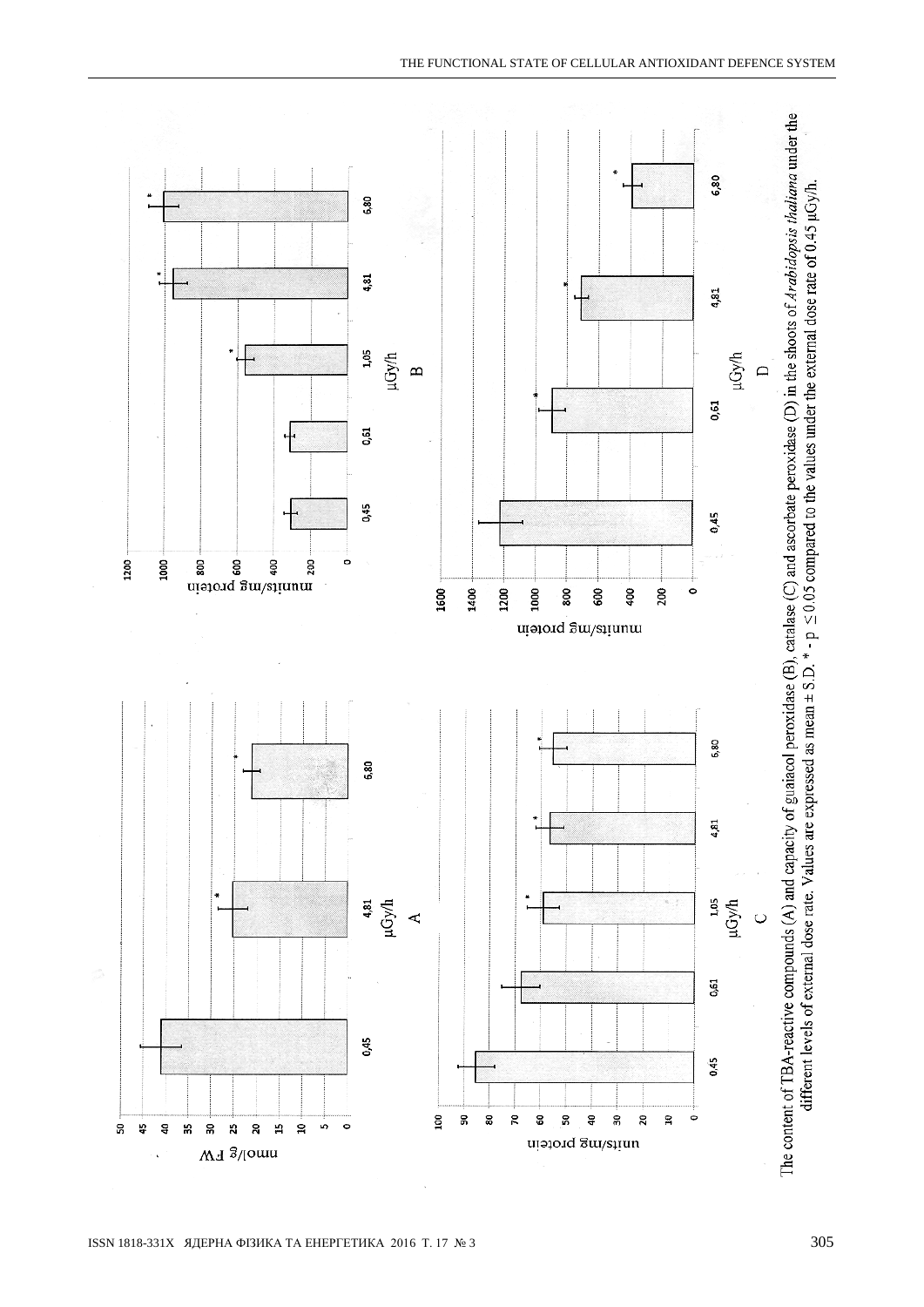The content of TBA-reactive compounds (A) and capacity of guaiacol peroxidase (B), catalase (C) and ascorbate peroxidase (D) in the shoots of *Arabidopsis thaliana* under the different levels of external dose rate. Values are expressed as mean ± S.D. * - $p \leq 0.05$ compared to the values under the external dose rate of 0.45 μGy/h.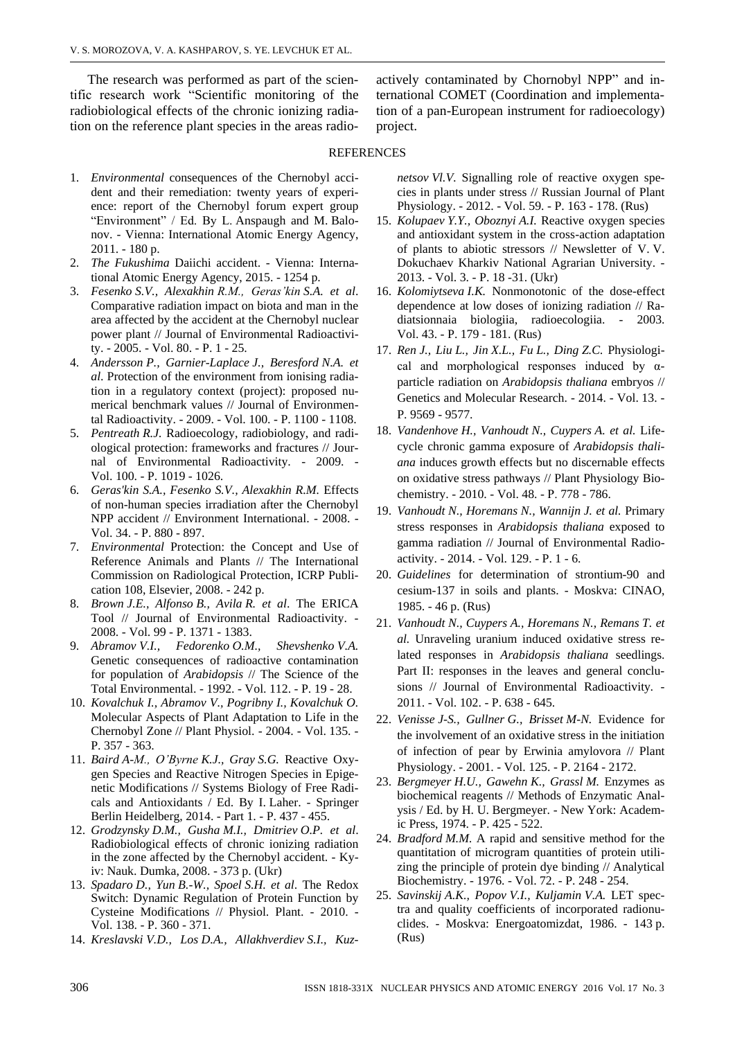The research was performed as part of the scientific research work "Scientific monitoring of the radiobiological effects of the chronic ionizing radiation on the reference plant species in the areas radioactively contaminated by Chornobyl NPP" and international COMET (Coordination and implementation of a pan-European instrument for radioecology) project.

## REFERENCES

1. *Environmental* consequences of the Chernobyl accident and their remediation: twenty years of experience: report of the Chernobyl forum expert group "Environment" / Ed. By L. Anspaugh and M. Balonov. - Vienna: International Atomic Energy Agency, 2011. - 180 p.
2. *The Fukushima* Daiichi accident. - Vienna: International Atomic Energy Agency, 2015. - 1254 p.
3. *Fesenko S.V., Alexakhin R.M., Geras'kin S.A. et al*. Comparative radiation impact on biota and man in the area affected by the accident at the Chernobyl nuclear power plant // Journal of Environmental Radioactivity. - 2005. - Vol. 80. - P. 1 - 25.
4. *Andersson P., Garnier-Laplace J., Beresford N.A. et al.* Protection of the environment from ionising radiation in a regulatory context (project): proposed numerical benchmark values // Journal of Environmental Radioactivity. - 2009. - Vol. 100. - P. 1100 - 1108.
5. *Pentreath R.J.* Radioecology, radiobiology, and radiological protection: frameworks and fractures // Journal of Environmental Radioactivity. - 2009. - Vol. 100. - P. 1019 - 1026.
6. *Geras'kin S.A., Fesenko S.V., Alexakhin R.M.* Effects of non-human species irradiation after the Chernobyl NPP accident // Environment International. - 2008. - Vol. 34. - P. 880 - 897.
7. *Environmental* Protection: the Concept and Use of Reference Animals and Plants // The International Commission on Radiological Protection, ICRP Publication 108, Elsevier, 2008. - 242 p.
8. *Brown J.E., Alfonso B., Avila R. et al*. The ERICA Tool // Journal of Environmental Radioactivity. - 2008. - Vol. 99 - P. 1371 - 1383.
9. *Abramov V.I., Fedorenko O.M., Shevshenko V.A.* Genetic consequences of radioactive contamination for population of *Arabidopsis* // The Science of the Total Environmental. - 1992. - Vol. 112. - P. 19 - 28.
10. *Kovalchuk I., Abramov V., Pogribny I., Kovalchuk O.* Molecular Aspects of Plant Adaptation to Life in the Chernobyl Zone // Plant Physiol. - 2004. - Vol. 135. - P. 357 - 363.
11. *Baird A-M., O'Byrne K.J., Gray S.G.* Reactive Oxygen Species and Reactive Nitrogen Species in Epigenetic Modifications // Systems Biology of Free Radicals and Antioxidants / Ed. By I. Laher. - Springer Berlin Heidelberg, 2014. - Part 1. - P. 437 - 455.
12. *Grodzynsky D.M., Gusha M.I., Dmitriev O.P. et al*. Radiobiological effects of chronic ionizing radiation in the zone affected by the Chernobyl accident. - Kyiv: Nauk. Dumka, 2008. - 373 p. (Ukr)
13. *Spadaro D., Yun B.-W., Spoel S.H. et al*. The Redox Switch: Dynamic Regulation of Protein Function by Cysteine Modifications // Physiol. Plant. - 2010. - Vol. 138. - P. 360 - 371.
14. *Kreslavski V.D., Los D.A., Allakhverdiev S.I., Kuznetsov Vl.V.* Signalling role of reactive oxygen species in plants under stress // Russian Journal of Plant Physiology. - 2012. - Vol. 59. - P. 163 - 178. (Rus)
15. *Kolupaev Y.Y., Oboznyi A.I.* Reactive oxygen species and antioxidant system in the cross-action adaptation of plants to abiotic stressors // Newsletter of V. V. Dokuchaev Kharkiv National Agrarian University. - 2013. - Vol. 3. - P. 18 -31. (Ukr)
16. *Kolomiytseva I.K.* Nonmonotonic of the dose-effect dependence at low doses of ionizing radiation // Radiatsionnaia biologiia, radioecologiia. - 2003. Vol. 43. - P. 179 - 181. (Rus)
17. *Ren J., Liu L., Jin X.L., Fu L., Ding Z.C.* Physiological and morphological responses induced by α-particle radiation on *Arabidopsis thaliana* embryos // Genetics and Molecular Research. - 2014. - Vol. 13. - P. 9569 - 9577.
18. *Vandenhove H., Vanhoudt N., Cuypers A. et al.* Life-cycle chronic gamma exposure of *Arabidopsis thaliana* induces growth effects but no discernable effects on oxidative stress pathways // Plant Physiology Biochemistry. - 2010. - Vol. 48. - P. 778 - 786.
19. *Vanhoudt N., Horemans N., Wannijn J. et al.* Primary stress responses in *Arabidopsis thaliana* exposed to gamma radiation // Journal of Environmental Radioactivity. - 2014. - Vol. 129. - P. 1 - 6.
20. *Guidelines* for determination of strontium-90 and cesium-137 in soils and plants. - Moskva: CINAO, 1985. - 46 p. (Rus)
21. *Vanhoudt N., Cuypers A., Horemans N., Remans T. et al.* Unraveling uranium induced oxidative stress related responses in *Arabidopsis thaliana* seedlings. Part II: responses in the leaves and general conclusions // Journal of Environmental Radioactivity. - 2011. - Vol. 102. - P. 638 - 645.
22. *Venisse J-S., Gullner G., Brisset M-N.* Evidence for the involvement of an oxidative stress in the initiation of infection of pear by Erwinia amylovora // Plant Physiology. - 2001. - Vol. 125. - P. 2164 - 2172.
23. *Bergmeyer H.U., Gawehn K., Grassl M.* Enzymes as biochemical reagents // Methods of Enzymatic Analysis / Ed. by H. U. Bergmeyer. - New York: Academic Press, 1974. - P. 425 - 522.
24. *Bradford M.M.* A rapid and sensitive method for the quantitation of microgram quantities of protein utilizing the principle of protein dye binding // Analytical Biochemistry. - 1976. - Vol. 72. - P. 248 - 254.
25. *Savinskij A.K., Popov V.I., Kuljamin V.A.* LET spectra and quality coefficients of incorporated radionuclides. - Moskva: Energoatomizdat, 1986. - 143 p. (Rus)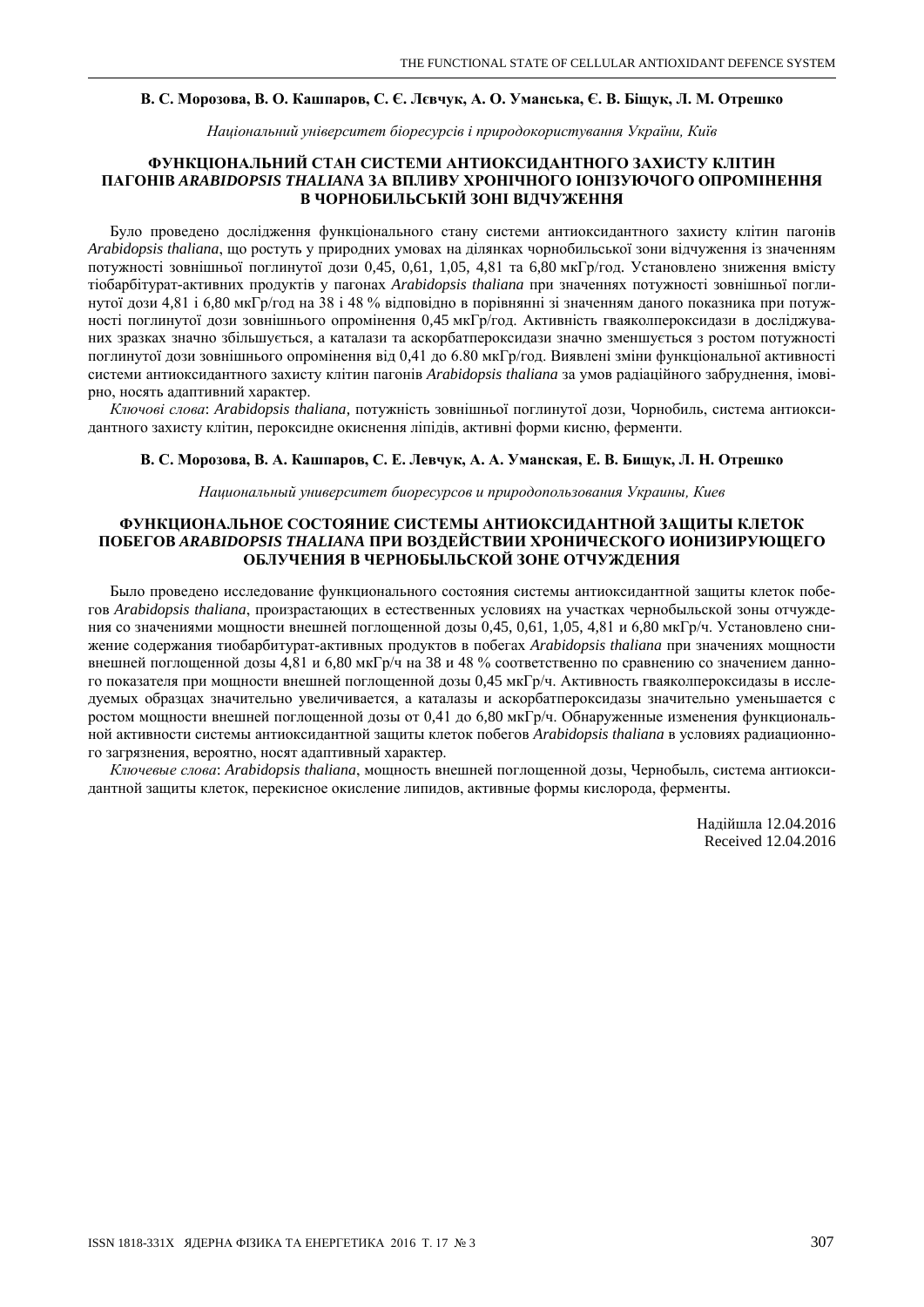**В. С. Морозова, В. О. Кашпаров, С. Є. Лєвчук, А. О. Уманська, Є. В. Біщук, Л. М. Отрешко**

*Національний університет біоресурсів і природокористування України, Київ*

## ФУНКЦІОНАЛЬНИЙ СТАН СИСТЕМИ АНТИОКСИДАНТНОГО ЗАХИСТУ КЛІТИН ПАГОНІВ *ARABIDOPSIS THALIANA* ЗА ВПЛИВУ ХРОНІЧНОГО ІОНІЗУЮЧОГО ОПРОМІНЕННЯ В ЧОРНОБИЛЬСЬКІЙ ЗОНІ ВІДЧУЖЕННЯ

Було проведено дослідження функціонального стану системи антиоксидантного захисту клітин пагонів *Arabidopsis thaliana*, що ростуть у природних умовах на ділянках чорнобильської зони відчуження із значенням потужності зовнішньої поглинутої дози 0,45, 0,61, 1,05, 4,81 та 6,80 мкГр/год. Установлено зниження вмісту тіобарбітурат-активних продуктів у пагонах *Arabidopsis thaliana* при значеннях потужності зовнішньої поглинутої дози 4,81 і 6,80 мкГр/год на 38 і 48 % відповідно в порівнянні зі значенням даного показника при потужності поглинутої дози зовнішнього опромінення 0,45 мкГр/год. Активність гваяколпероксидази в досліджуваних зразках значно збільшується, а каталази та аскорбатпероксидази значно зменшується з ростом потужності поглинутої дози зовнішнього опромінення від 0,41 до 6.80 мкГр/год. Виявлені зміни функціональної активності системи антиоксидантного захисту клітин пагонів *Arabidopsis thaliana* за умов радіаційного забруднення, імовірно, носять адаптивний характер.

*Ключові слова*: *Arabidopsis thaliana*, потужність зовнішньої поглинутої дози, Чорнобиль, система антиоксидантного захисту клітин, пероксидне окиснення ліпідів, активні форми кисню, ферменти.

**В. С. Морозова, В. А. Кашпаров, С. Е. Левчук, А. А. Уманская, Е. В. Бищук, Л. Н. Отрешко**

*Национальный университет биоресурсов и природопользования Украины, Киев*

## ФУНКЦИОНАЛЬНОЕ СОСТОЯНИЕ СИСТЕМЫ АНТИОКСИДАНТНОЙ ЗАЩИТЫ КЛЕТОК ПОБЕГОВ *ARABIDOPSIS THALIANA* ПРИ ВОЗДЕЙСТВИИ ХРОНИЧЕСКОГО ИОНИЗИРУЮЩЕГО ОБЛУЧЕНИЯ В ЧЕРНОБЫЛЬСКОЙ ЗОНЕ ОТЧУЖДЕНИЯ

Было проведено исследование функционального состояния системы антиоксидантной защиты клеток побегов *Arabidopsis thaliana*, произрастающих в естественных условиях на участках чернобыльской зоны отчуждения со значениями мощности внешней поглощенной дозы 0,45, 0,61, 1,05, 4,81 и 6,80 мкГр/ч. Установлено снижение содержания тиобарбитурат-активных продуктов в побегах *Arabidopsis thaliana* при значениях мощности внешней поглощенной дозы 4,81 и 6,80 мкГр/ч на 38 и 48 % соответственно по сравнению со значением данного показателя при мощности внешней поглощенной дозы 0,45 мкГр/ч. Активность гваяколпероксидазы в исследуемых образцах значительно увеличивается, а каталазы и аскорбатпероксидазы значительно уменьшается с ростом мощности внешней поглощенной дозы от 0,41 до 6,80 мкГр/ч. Обнаруженные изменения функциональной активности системы антиоксидантной защиты клеток побегов *Arabidopsis thaliana* в условиях радиационного загрязнения, вероятно, носят адаптивный характер.

*Ключевые слова*: *Arabidopsis thaliana*, мощность внешней поглощенной дозы, Чернобыль, система антиоксидантной защиты клеток, перекисное окисление липидов, активные формы кислорода, ферменты.

Надійшла 12.04.2016
Received 12.04.2016